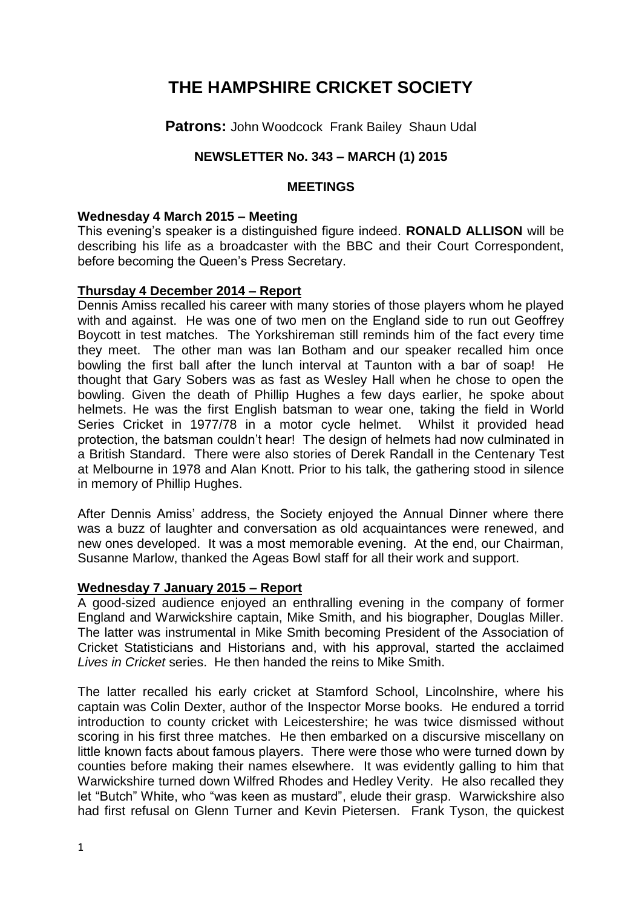# THE HAMPSHIRE CRICKET SOCIETY

**Patrons:** John Woodcock Frank Bailey Shaun Udal

**NEWSLETTER No. 343 – MARCH (1) 2015**

## MEETINGS

### Wednesday 4 March 2015 – Meeting

This evening's speaker is a distinguished figure indeed. **RONALD ALLISON** will be describing his life as a broadcaster with the BBC and their Court Correspondent, before becoming the Queen's Press Secretary.

### Thursday 4 December 2014 – Report

Dennis Amiss recalled his career with many stories of those players whom he played with and against. He was one of two men on the England side to run out Geoffrey Boycott in test matches. The Yorkshireman still reminds him of the fact every time they meet. The other man was Ian Botham and our speaker recalled him once bowling the first ball after the lunch interval at Taunton with a bar of soap! He thought that Gary Sobers was as fast as Wesley Hall when he chose to open the bowling. Given the death of Phillip Hughes a few days earlier, he spoke about helmets. He was the first English batsman to wear one, taking the field in World Series Cricket in 1977/78 in a motor cycle helmet. Whilst it provided head protection, the batsman couldn't hear! The design of helmets had now culminated in a British Standard. There were also stories of Derek Randall in the Centenary Test at Melbourne in 1978 and Alan Knott. Prior to his talk, the gathering stood in silence in memory of Phillip Hughes.

After Dennis Amiss' address, the Society enjoyed the Annual Dinner where there was a buzz of laughter and conversation as old acquaintances were renewed, and new ones developed. It was a most memorable evening. At the end, our Chairman, Susanne Marlow, thanked the Ageas Bowl staff for all their work and support.

### Wednesday 7 January 2015 – Report

A good-sized audience enjoyed an enthralling evening in the company of former England and Warwickshire captain, Mike Smith, and his biographer, Douglas Miller. The latter was instrumental in Mike Smith becoming President of the Association of Cricket Statisticians and Historians and, with his approval, started the acclaimed *Lives in Cricket* series. He then handed the reins to Mike Smith.

The latter recalled his early cricket at Stamford School, Lincolnshire, where his captain was Colin Dexter, author of the Inspector Morse books. He endured a torrid introduction to county cricket with Leicestershire; he was twice dismissed without scoring in his first three matches. He then embarked on a discursive miscellany on little known facts about famous players. There were those who were turned down by counties before making their names elsewhere. It was evidently galling to him that Warwickshire turned down Wilfred Rhodes and Hedley Verity. He also recalled they let "Butch" White, who "was keen as mustard", elude their grasp. Warwickshire also had first refusal on Glenn Turner and Kevin Pietersen. Frank Tyson, the quickest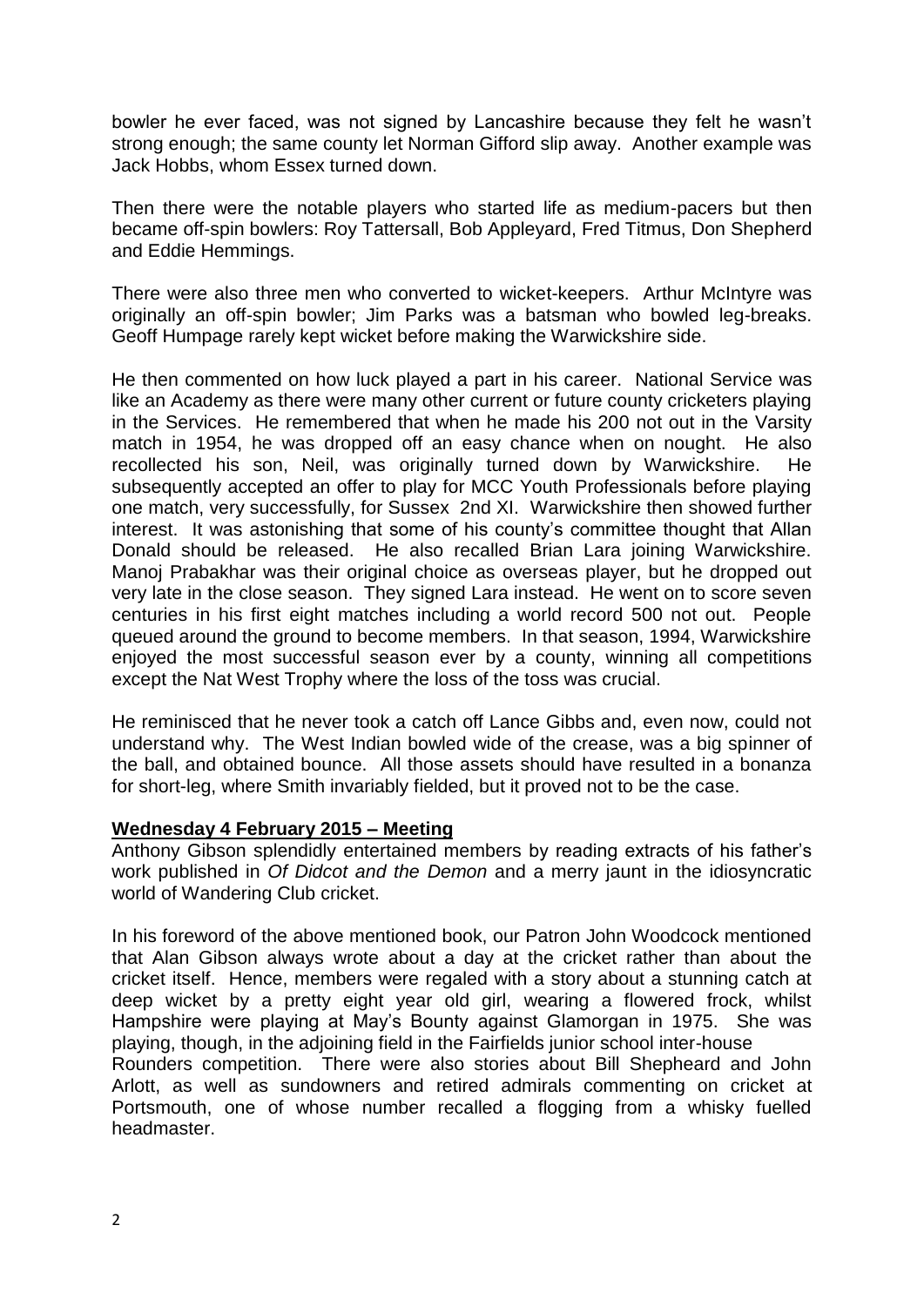bowler he ever faced, was not signed by Lancashire because they felt he wasn't strong enough; the same county let Norman Gifford slip away. Another example was Jack Hobbs, whom Essex turned down.

Then there were the notable players who started life as medium-pacers but then became off-spin bowlers: Roy Tattersall, Bob Appleyard, Fred Titmus, Don Shepherd and Eddie Hemmings.

There were also three men who converted to wicket-keepers. Arthur McIntyre was originally an off-spin bowler; Jim Parks was a batsman who bowled leg-breaks. Geoff Humpage rarely kept wicket before making the Warwickshire side.

He then commented on how luck played a part in his career. National Service was like an Academy as there were many other current or future county cricketers playing in the Services. He remembered that when he made his 200 not out in the Varsity match in 1954, he was dropped off an easy chance when on nought. He also recollected his son, Neil, was originally turned down by Warwickshire. He subsequently accepted an offer to play for MCC Youth Professionals before playing one match, very successfully, for Sussex 2nd XI. Warwickshire then showed further interest. It was astonishing that some of his county's committee thought that Allan Donald should be released. He also recalled Brian Lara joining Warwickshire. Manoj Prabakhar was their original choice as overseas player, but he dropped out very late in the close season. They signed Lara instead. He went on to score seven centuries in his first eight matches including a world record 500 not out. People queued around the ground to become members. In that season, 1994, Warwickshire enjoyed the most successful season ever by a county, winning all competitions except the Nat West Trophy where the loss of the toss was crucial.

He reminisced that he never took a catch off Lance Gibbs and, even now, could not understand why. The West Indian bowled wide of the crease, was a big spinner of the ball, and obtained bounce. All those assets should have resulted in a bonanza for short-leg, where Smith invariably fielded, but it proved not to be the case.

**Wednesday 4 February 2015 – Meeting**

Anthony Gibson splendidly entertained members by reading extracts of his father's work published in *Of Didcot and the Demon* and a merry jaunt in the idiosyncratic world of Wandering Club cricket.

In his foreword of the above mentioned book, our Patron John Woodcock mentioned that Alan Gibson always wrote about a day at the cricket rather than about the cricket itself. Hence, members were regaled with a story about a stunning catch at deep wicket by a pretty eight year old girl, wearing a flowered frock, whilst Hampshire were playing at May's Bounty against Glamorgan in 1975. She was playing, though, in the adjoining field in the Fairfields junior school inter-house Rounders competition. There were also stories about Bill Shepheard and John Arlott, as well as sundowners and retired admirals commenting on cricket at Portsmouth, one of whose number recalled a flogging from a whisky fuelled headmaster.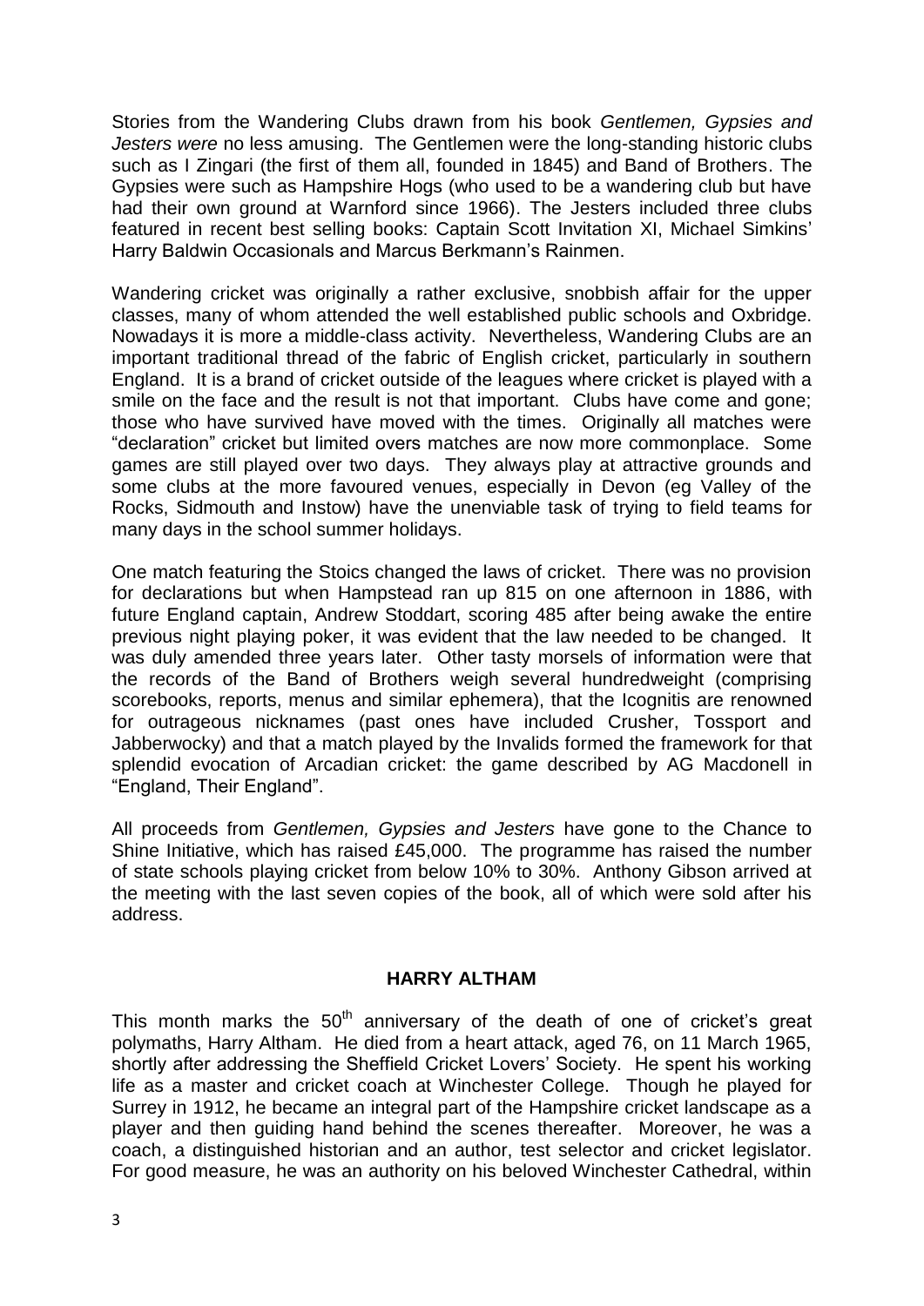Stories from the Wandering Clubs drawn from his book *Gentlemen, Gypsies and Jesters were* no less amusing. The Gentlemen were the long-standing historic clubs such as I Zingari (the first of them all, founded in 1845) and Band of Brothers. The Gypsies were such as Hampshire Hogs (who used to be a wandering club but have had their own ground at Warnford since 1966). The Jesters included three clubs featured in recent best selling books: Captain Scott Invitation XI, Michael Simkins' Harry Baldwin Occasionals and Marcus Berkmann's Rainmen.

Wandering cricket was originally a rather exclusive, snobbish affair for the upper classes, many of whom attended the well established public schools and Oxbridge. Nowadays it is more a middle-class activity. Nevertheless, Wandering Clubs are an important traditional thread of the fabric of English cricket, particularly in southern England. It is a brand of cricket outside of the leagues where cricket is played with a smile on the face and the result is not that important. Clubs have come and gone; those who have survived have moved with the times. Originally all matches were "declaration" cricket but limited overs matches are now more commonplace. Some games are still played over two days. They always play at attractive grounds and some clubs at the more favoured venues, especially in Devon (eg Valley of the Rocks, Sidmouth and Instow) have the unenviable task of trying to field teams for many days in the school summer holidays.

One match featuring the Stoics changed the laws of cricket. There was no provision for declarations but when Hampstead ran up 815 on one afternoon in 1886, with future England captain, Andrew Stoddart, scoring 485 after being awake the entire previous night playing poker, it was evident that the law needed to be changed. It was duly amended three years later. Other tasty morsels of information were that the records of the Band of Brothers weigh several hundredweight (comprising scorebooks, reports, menus and similar ephemera), that the Icognitis are renowned for outrageous nicknames (past ones have included Crusher, Tossport and Jabberwocky) and that a match played by the Invalids formed the framework for that splendid evocation of Arcadian cricket: the game described by AG Macdonell in "England, Their England".

All proceeds from *Gentlemen, Gypsies and Jesters* have gone to the Chance to Shine Initiative, which has raised £45,000. The programme has raised the number of state schools playing cricket from below 10% to 30%. Anthony Gibson arrived at the meeting with the last seven copies of the book, all of which were sold after his address.

## HARRY ALTHAM

This month marks the 50th anniversary of the death of one of cricket's great polymaths, Harry Altham. He died from a heart attack, aged 76, on 11 March 1965, shortly after addressing the Sheffield Cricket Lovers' Society. He spent his working life as a master and cricket coach at Winchester College. Though he played for Surrey in 1912, he became an integral part of the Hampshire cricket landscape as a player and then guiding hand behind the scenes thereafter. Moreover, he was a coach, a distinguished historian and an author, test selector and cricket legislator. For good measure, he was an authority on his beloved Winchester Cathedral, within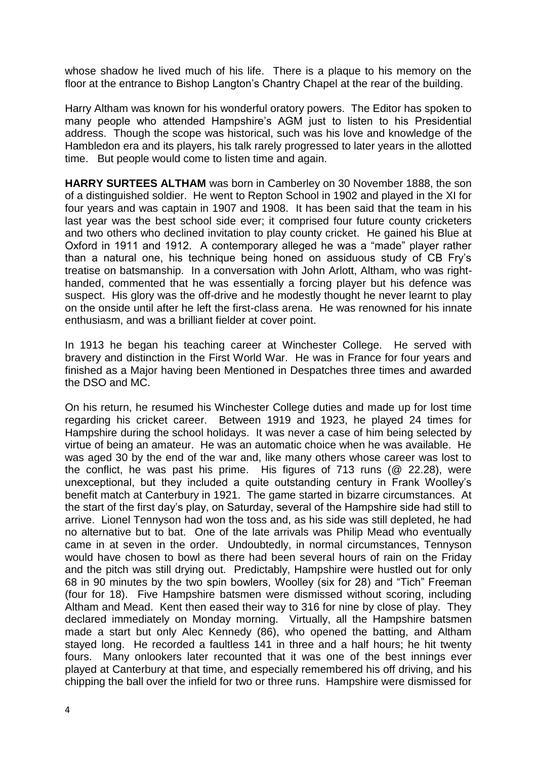whose shadow he lived much of his life. There is a plaque to his memory on the floor at the entrance to Bishop Langton's Chantry Chapel at the rear of the building.

Harry Altham was known for his wonderful oratory powers. The Editor has spoken to many people who attended Hampshire's AGM just to listen to his Presidential address. Though the scope was historical, such was his love and knowledge of the Hambledon era and its players, his talk rarely progressed to later years in the allotted time. But people would come to listen time and again.

**HARRY SURTEES ALTHAM** was born in Camberley on 30 November 1888, the son of a distinguished soldier. He went to Repton School in 1902 and played in the XI for four years and was captain in 1907 and 1908. It has been said that the team in his last year was the best school side ever; it comprised four future county cricketers and two others who declined invitation to play county cricket. He gained his Blue at Oxford in 1911 and 1912. A contemporary alleged he was a "made" player rather than a natural one, his technique being honed on assiduous study of CB Fry's treatise on batsmanship. In a conversation with John Arlott, Altham, who was right-handed, commented that he was essentially a forcing player but his defence was suspect. His glory was the off-drive and he modestly thought he never learnt to play on the onside until after he left the first-class arena. He was renowned for his innate enthusiasm, and was a brilliant fielder at cover point.

In 1913 he began his teaching career at Winchester College. He served with bravery and distinction in the First World War. He was in France for four years and finished as a Major having been Mentioned in Despatches three times and awarded the DSO and MC.

On his return, he resumed his Winchester College duties and made up for lost time regarding his cricket career. Between 1919 and 1923, he played 24 times for Hampshire during the school holidays. It was never a case of him being selected by virtue of being an amateur. He was an automatic choice when he was available. He was aged 30 by the end of the war and, like many others whose career was lost to the conflict, he was past his prime. His figures of 713 runs (@ 22.28), were unexceptional, but they included a quite outstanding century in Frank Woolley's benefit match at Canterbury in 1921. The game started in bizarre circumstances. At the start of the first day's play, on Saturday, several of the Hampshire side had still to arrive. Lionel Tennyson had won the toss and, as his side was still depleted, he had no alternative but to bat. One of the late arrivals was Philip Mead who eventually came in at seven in the order. Undoubtedly, in normal circumstances, Tennyson would have chosen to bowl as there had been several hours of rain on the Friday and the pitch was still drying out. Predictably, Hampshire were hustled out for only 68 in 90 minutes by the two spin bowlers, Woolley (six for 28) and "Tich" Freeman (four for 18). Five Hampshire batsmen were dismissed without scoring, including Altham and Mead. Kent then eased their way to 316 for nine by close of play. They declared immediately on Monday morning. Virtually, all the Hampshire batsmen made a start but only Alec Kennedy (86), who opened the batting, and Altham stayed long. He recorded a faultless 141 in three and a half hours; he hit twenty fours. Many onlookers later recounted that it was one of the best innings ever played at Canterbury at that time, and especially remembered his off driving, and his chipping the ball over the infield for two or three runs. Hampshire were dismissed for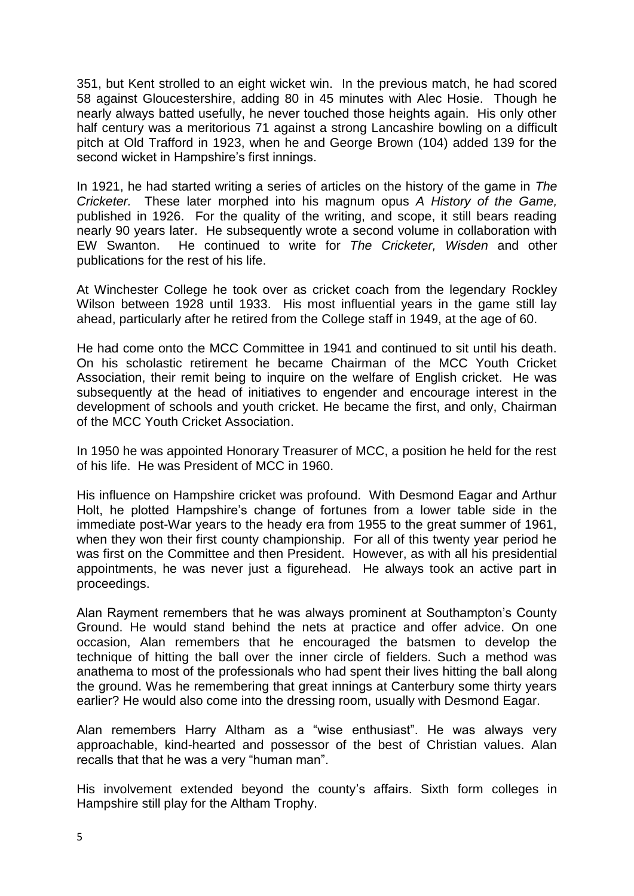351, but Kent strolled to an eight wicket win. In the previous match, he had scored 58 against Gloucestershire, adding 80 in 45 minutes with Alec Hosie. Though he nearly always batted usefully, he never touched those heights again. His only other half century was a meritorious 71 against a strong Lancashire bowling on a difficult pitch at Old Trafford in 1923, when he and George Brown (104) added 139 for the second wicket in Hampshire's first innings.

In 1921, he had started writing a series of articles on the history of the game in *The Cricketer.* These later morphed into his magnum opus *A History of the Game,* published in 1926. For the quality of the writing, and scope, it still bears reading nearly 90 years later. He subsequently wrote a second volume in collaboration with EW Swanton. He continued to write for *The Cricketer, Wisden* and other publications for the rest of his life.

At Winchester College he took over as cricket coach from the legendary Rockley Wilson between 1928 until 1933. His most influential years in the game still lay ahead, particularly after he retired from the College staff in 1949, at the age of 60.

He had come onto the MCC Committee in 1941 and continued to sit until his death. On his scholastic retirement he became Chairman of the MCC Youth Cricket Association, their remit being to inquire on the welfare of English cricket. He was subsequently at the head of initiatives to engender and encourage interest in the development of schools and youth cricket. He became the first, and only, Chairman of the MCC Youth Cricket Association.

In 1950 he was appointed Honorary Treasurer of MCC, a position he held for the rest of his life. He was President of MCC in 1960.

His influence on Hampshire cricket was profound. With Desmond Eagar and Arthur Holt, he plotted Hampshire's change of fortunes from a lower table side in the immediate post-War years to the heady era from 1955 to the great summer of 1961, when they won their first county championship. For all of this twenty year period he was first on the Committee and then President. However, as with all his presidential appointments, he was never just a figurehead. He always took an active part in proceedings.

Alan Rayment remembers that he was always prominent at Southampton's County Ground. He would stand behind the nets at practice and offer advice. On one occasion, Alan remembers that he encouraged the batsmen to develop the technique of hitting the ball over the inner circle of fielders. Such a method was anathema to most of the professionals who had spent their lives hitting the ball along the ground. Was he remembering that great innings at Canterbury some thirty years earlier? He would also come into the dressing room, usually with Desmond Eagar.

Alan remembers Harry Altham as a "wise enthusiast". He was always very approachable, kind-hearted and possessor of the best of Christian values. Alan recalls that that he was a very "human man".

His involvement extended beyond the county's affairs. Sixth form colleges in Hampshire still play for the Altham Trophy.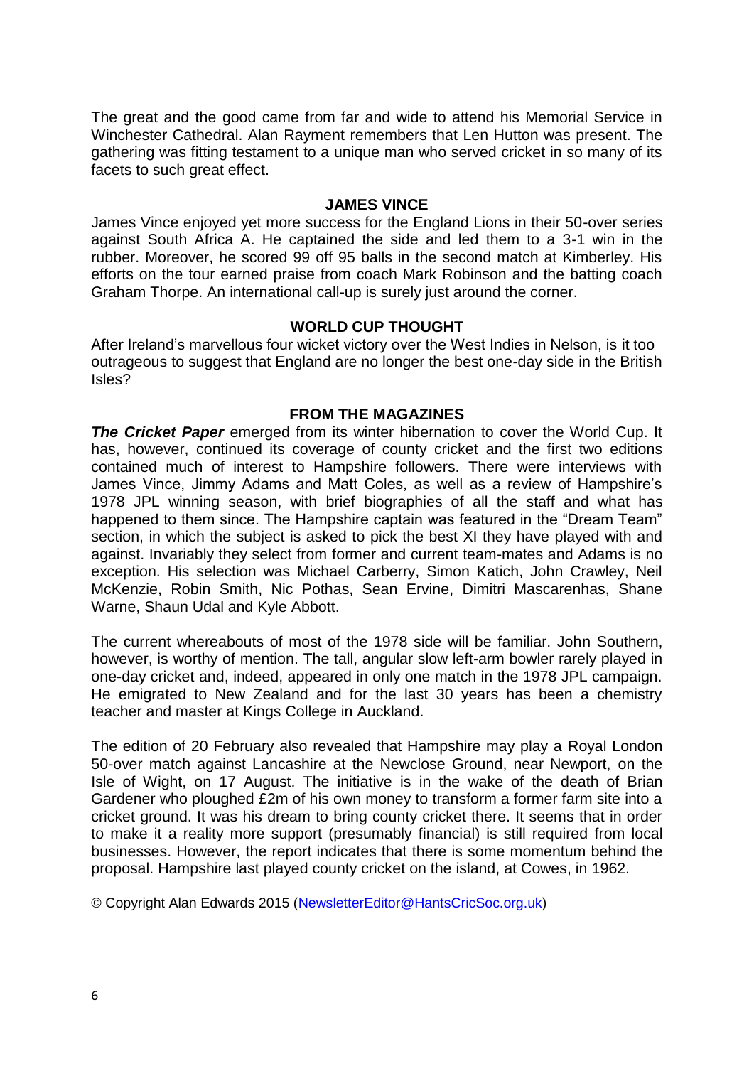The great and the good came from far and wide to attend his Memorial Service in Winchester Cathedral. Alan Rayment remembers that Len Hutton was present. The gathering was fitting testament to a unique man who served cricket in so many of its facets to such great effect.

## JAMES VINCE

James Vince enjoyed yet more success for the England Lions in their 50-over series against South Africa A. He captained the side and led them to a 3-1 win in the rubber. Moreover, he scored 99 off 95 balls in the second match at Kimberley. His efforts on the tour earned praise from coach Mark Robinson and the batting coach Graham Thorpe. An international call-up is surely just around the corner.

## WORLD CUP THOUGHT

After Ireland's marvellous four wicket victory over the West Indies in Nelson, is it too outrageous to suggest that England are no longer the best one-day side in the British Isles?

## FROM THE MAGAZINES

***The Cricket Paper*** emerged from its winter hibernation to cover the World Cup. It has, however, continued its coverage of county cricket and the first two editions contained much of interest to Hampshire followers. There were interviews with James Vince, Jimmy Adams and Matt Coles, as well as a review of Hampshire's 1978 JPL winning season, with brief biographies of all the staff and what has happened to them since. The Hampshire captain was featured in the "Dream Team" section, in which the subject is asked to pick the best XI they have played with and against. Invariably they select from former and current team-mates and Adams is no exception. His selection was Michael Carberry, Simon Katich, John Crawley, Neil McKenzie, Robin Smith, Nic Pothas, Sean Ervine, Dimitri Mascarenhas, Shane Warne, Shaun Udal and Kyle Abbott.

The current whereabouts of most of the 1978 side will be familiar. John Southern, however, is worthy of mention. The tall, angular slow left-arm bowler rarely played in one-day cricket and, indeed, appeared in only one match in the 1978 JPL campaign. He emigrated to New Zealand and for the last 30 years has been a chemistry teacher and master at Kings College in Auckland.

The edition of 20 February also revealed that Hampshire may play a Royal London 50-over match against Lancashire at the Newclose Ground, near Newport, on the Isle of Wight, on 17 August. The initiative is in the wake of the death of Brian Gardener who ploughed £2m of his own money to transform a former farm site into a cricket ground. It was his dream to bring county cricket there. It seems that in order to make it a reality more support (presumably financial) is still required from local businesses. However, the report indicates that there is some momentum behind the proposal. Hampshire last played county cricket on the island, at Cowes, in 1962.

© Copyright Alan Edwards 2015 (NewsletterEditor@HantsCricSoc.org.uk)